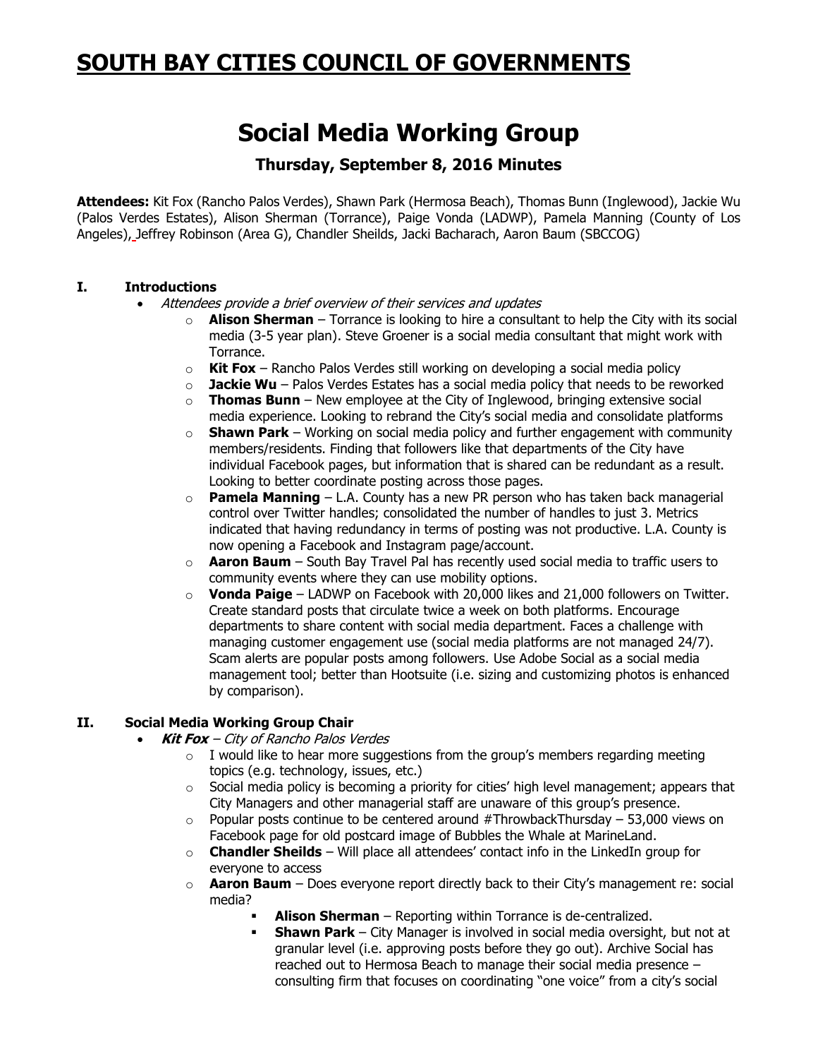# SOUTH BAY CITIES COUNCIL OF GOVERNMENTS

## Social Media Working Group

### Thursday, September 8, 2016 Minutes

**Attendees:** Kit Fox (Rancho Palos Verdes), Shawn Park (Hermosa Beach), Thomas Bunn (Inglewood), Jackie Wu (Palos Verdes Estates), Alison Sherman (Torrance), Paige Vonda (LADWP), Pamela Manning (County of Los Angeles), Jeffrey Robinson (Area G), Chandler Sheilds, Jacki Bacharach, Aaron Baum (SBCCOG)

**I. Introductions**

- *Attendees provide a brief overview of their services and updates*
  - **Alison Sherman** – Torrance is looking to hire a consultant to help the City with its social media (3-5 year plan). Steve Groener is a social media consultant that might work with Torrance.
  - **Kit Fox** – Rancho Palos Verdes still working on developing a social media policy
  - **Jackie Wu** – Palos Verdes Estates has a social media policy that needs to be reworked
  - **Thomas Bunn** – New employee at the City of Inglewood, bringing extensive social media experience. Looking to rebrand the City's social media and consolidate platforms
  - **Shawn Park** – Working on social media policy and further engagement with community members/residents. Finding that followers like that departments of the City have individual Facebook pages, but information that is shared can be redundant as a result. Looking to better coordinate posting across those pages.
  - **Pamela Manning** – L.A. County has a new PR person who has taken back managerial control over Twitter handles; consolidated the number of handles to just 3. Metrics indicated that having redundancy in terms of posting was not productive. L.A. County is now opening a Facebook and Instagram page/account.
  - **Aaron Baum** – South Bay Travel Pal has recently used social media to traffic users to community events where they can use mobility options.
  - **Vonda Paige** – LADWP on Facebook with 20,000 likes and 21,000 followers on Twitter. Create standard posts that circulate twice a week on both platforms. Encourage departments to share content with social media department. Faces a challenge with managing customer engagement use (social media platforms are not managed 24/7). Scam alerts are popular posts among followers. Use Adobe Social as a social media management tool; better than Hootsuite (i.e. sizing and customizing photos is enhanced by comparison).

**II. Social Media Working Group Chair**

- ***Kit Fox*** – *City of Rancho Palos Verdes*
  - I would like to hear more suggestions from the group's members regarding meeting topics (e.g. technology, issues, etc.)
  - Social media policy is becoming a priority for cities' high level management; appears that City Managers and other managerial staff are unaware of this group's presence.
  - Popular posts continue to be centered around #ThrowbackThursday – 53,000 views on Facebook page for old postcard image of Bubbles the Whale at MarineLand.
  - **Chandler Sheilds** – Will place all attendees' contact info in the LinkedIn group for everyone to access
  - **Aaron Baum** – Does everyone report directly back to their City's management re: social media?
    - **Alison Sherman** – Reporting within Torrance is de-centralized.
    - **Shawn Park** – City Manager is involved in social media oversight, but not at granular level (i.e. approving posts before they go out). Archive Social has reached out to Hermosa Beach to manage their social media presence – consulting firm that focuses on coordinating "one voice" from a city's social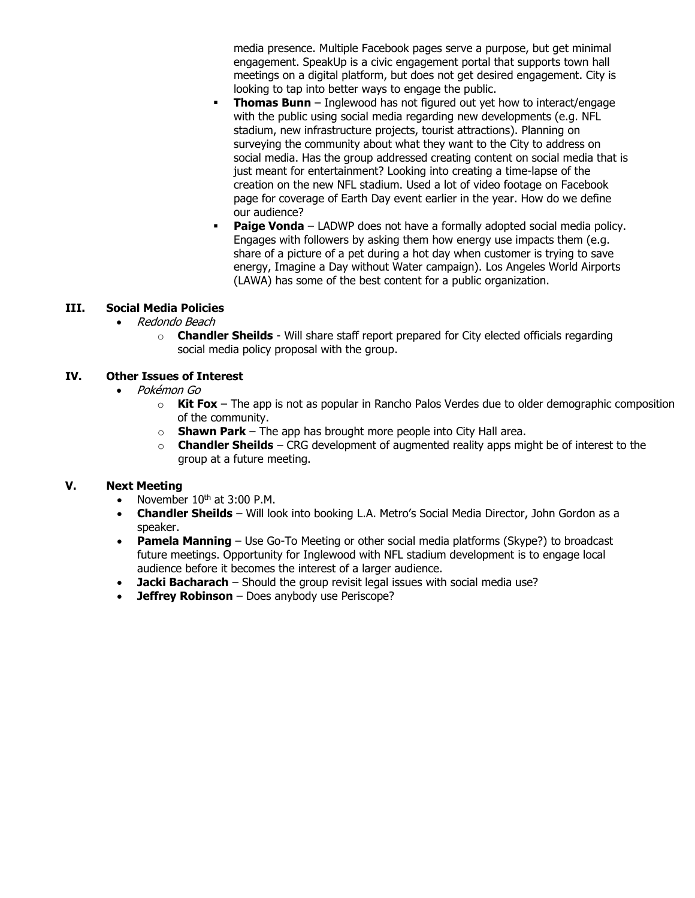media presence. Multiple Facebook pages serve a purpose, but get minimal engagement. SpeakUp is a civic engagement portal that supports town hall meetings on a digital platform, but does not get desired engagement. City is looking to tap into better ways to engage the public.

- **Thomas Bunn** – Inglewood has not figured out yet how to interact/engage with the public using social media regarding new developments (e.g. NFL stadium, new infrastructure projects, tourist attractions). Planning on surveying the community about what they want to the City to address on social media. Has the group addressed creating content on social media that is just meant for entertainment? Looking into creating a time-lapse of the creation on the new NFL stadium. Used a lot of video footage on Facebook page for coverage of Earth Day event earlier in the year. How do we define our audience?
- **Paige Vonda** – LADWP does not have a formally adopted social media policy. Engages with followers by asking them how energy use impacts them (e.g. share of a picture of a pet during a hot day when customer is trying to save energy, Imagine a Day without Water campaign). Los Angeles World Airports (LAWA) has some of the best content for a public organization.

## III. Social Media Policies

- *Redondo Beach*
  - **Chandler Sheilds** - Will share staff report prepared for City elected officials regarding social media policy proposal with the group.

## IV. Other Issues of Interest

- *Pokémon Go*
  - **Kit Fox** – The app is not as popular in Rancho Palos Verdes due to older demographic composition of the community.
  - **Shawn Park** – The app has brought more people into City Hall area.
  - **Chandler Sheilds** – CRG development of augmented reality apps might be of interest to the group at a future meeting.

## V. Next Meeting

- November 10th at 3:00 P.M.
- **Chandler Sheilds** – Will look into booking L.A. Metro's Social Media Director, John Gordon as a speaker.
- **Pamela Manning** – Use Go-To Meeting or other social media platforms (Skype?) to broadcast future meetings. Opportunity for Inglewood with NFL stadium development is to engage local audience before it becomes the interest of a larger audience.
- **Jacki Bacharach** – Should the group revisit legal issues with social media use?
- **Jeffrey Robinson** – Does anybody use Periscope?